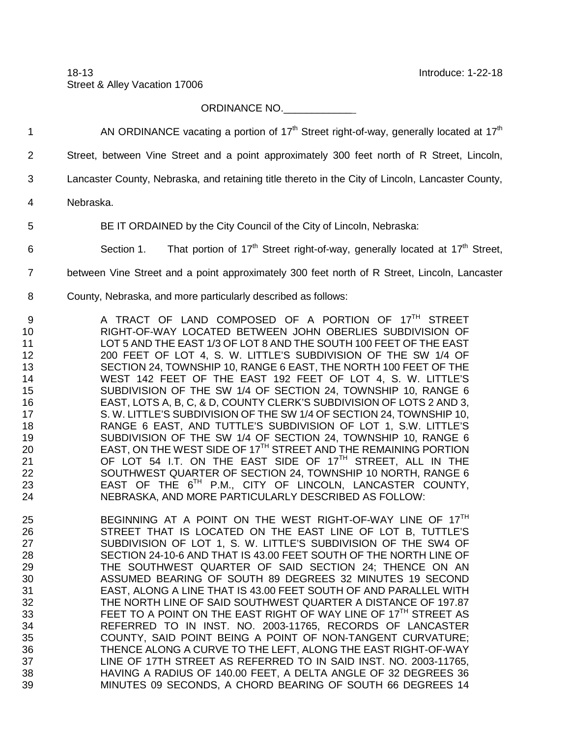18-13 Introduce: 1-22-18
Street & Alley Vacation 17006

ORDINANCE NO.\_\_\_\_\_\_\_\_\_\_\_\_

AN ORDINANCE vacating a portion of 17th Street right-of-way, generally located at 17th Street, between Vine Street and a point approximately 300 feet north of R Street, Lincoln, Lancaster County, Nebraska, and retaining title thereto in the City of Lincoln, Lancaster County, Nebraska.

BE IT ORDAINED by the City Council of the City of Lincoln, Nebraska:

Section 1. That portion of 17th Street right-of-way, generally located at 17th Street, between Vine Street and a point approximately 300 feet north of R Street, Lincoln, Lancaster County, Nebraska, and more particularly described as follows:

> A TRACT OF LAND COMPOSED OF A PORTION OF 17TH STREET RIGHT-OF-WAY LOCATED BETWEEN JOHN OBERLIES SUBDIVISION OF LOT 5 AND THE EAST 1/3 OF LOT 8 AND THE SOUTH 100 FEET OF THE EAST 200 FEET OF LOT 4, S. W. LITTLE'S SUBDIVISION OF THE SW 1/4 OF SECTION 24, TOWNSHIP 10, RANGE 6 EAST, THE NORTH 100 FEET OF THE WEST 142 FEET OF THE EAST 192 FEET OF LOT 4, S. W. LITTLE'S SUBDIVISION OF THE SW 1/4 OF SECTION 24, TOWNSHIP 10, RANGE 6 EAST, LOTS A, B, C, & D, COUNTY CLERK'S SUBDIVISION OF LOTS 2 AND 3, S. W. LITTLE'S SUBDIVISION OF THE SW 1/4 OF SECTION 24, TOWNSHIP 10, RANGE 6 EAST, AND TUTTLE'S SUBDIVISION OF LOT 1, S.W. LITTLE'S SUBDIVISION OF THE SW 1/4 OF SECTION 24, TOWNSHIP 10, RANGE 6 EAST, ON THE WEST SIDE OF 17TH STREET AND THE REMAINING PORTION OF LOT 54 I.T. ON THE EAST SIDE OF 17TH STREET, ALL IN THE SOUTHWEST QUARTER OF SECTION 24, TOWNSHIP 10 NORTH, RANGE 6 EAST OF THE 6TH P.M., CITY OF LINCOLN, LANCASTER COUNTY, NEBRASKA, AND MORE PARTICULARLY DESCRIBED AS FOLLOW:
>
> BEGINNING AT A POINT ON THE WEST RIGHT-OF-WAY LINE OF 17TH STREET THAT IS LOCATED ON THE EAST LINE OF LOT B, TUTTLE'S SUBDIVISION OF LOT 1, S. W. LITTLE'S SUBDIVISION OF THE SW4 OF SECTION 24-10-6 AND THAT IS 43.00 FEET SOUTH OF THE NORTH LINE OF THE SOUTHWEST QUARTER OF SAID SECTION 24; THENCE ON AN ASSUMED BEARING OF SOUTH 89 DEGREES 32 MINUTES 19 SECOND EAST, ALONG A LINE THAT IS 43.00 FEET SOUTH OF AND PARALLEL WITH THE NORTH LINE OF SAID SOUTHWEST QUARTER A DISTANCE OF 197.87 FEET TO A POINT ON THE EAST RIGHT OF WAY LINE OF 17TH STREET AS REFERRED TO IN INST. NO. 2003-11765, RECORDS OF LANCASTER COUNTY, SAID POINT BEING A POINT OF NON-TANGENT CURVATURE; THENCE ALONG A CURVE TO THE LEFT, ALONG THE EAST RIGHT-OF-WAY LINE OF 17TH STREET AS REFERRED TO IN SAID INST. NO. 2003-11765, HAVING A RADIUS OF 140.00 FEET, A DELTA ANGLE OF 32 DEGREES 36 MINUTES 09 SECONDS, A CHORD BEARING OF SOUTH 66 DEGREES 14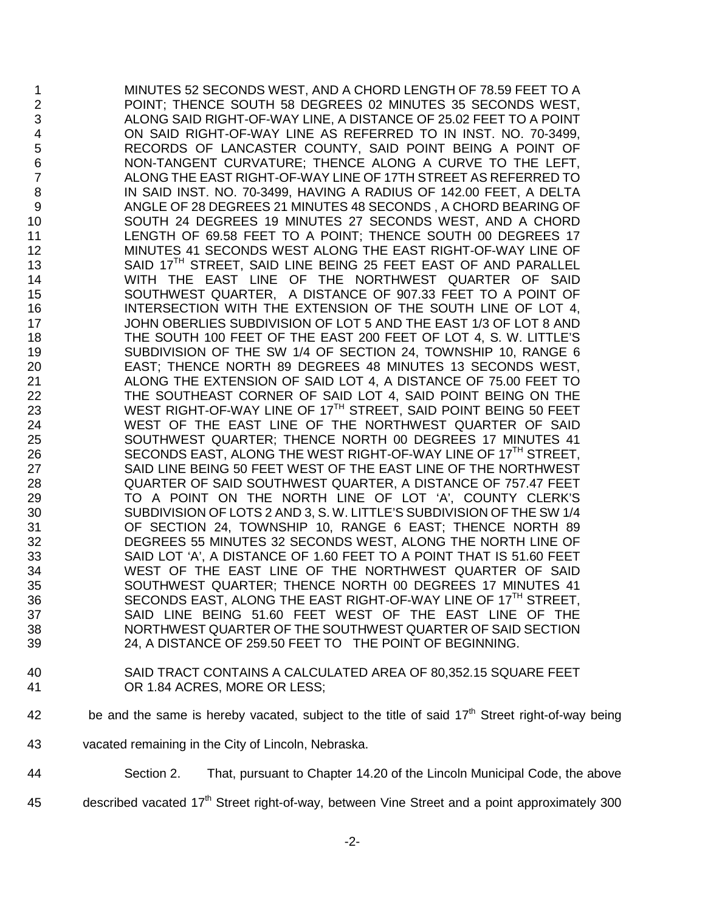MINUTES 52 SECONDS WEST, AND A CHORD LENGTH OF 78.59 FEET TO A POINT; THENCE SOUTH 58 DEGREES 02 MINUTES 35 SECONDS WEST, ALONG SAID RIGHT-OF-WAY LINE, A DISTANCE OF 25.02 FEET TO A POINT ON SAID RIGHT-OF-WAY LINE AS REFERRED TO IN INST. NO. 70-3499, RECORDS OF LANCASTER COUNTY, SAID POINT BEING A POINT OF NON-TANGENT CURVATURE; THENCE ALONG A CURVE TO THE LEFT, ALONG THE EAST RIGHT-OF-WAY LINE OF 17TH STREET AS REFERRED TO IN SAID INST. NO. 70-3499, HAVING A RADIUS OF 142.00 FEET, A DELTA ANGLE OF 28 DEGREES 21 MINUTES 48 SECONDS , A CHORD BEARING OF SOUTH 24 DEGREES 19 MINUTES 27 SECONDS WEST, AND A CHORD LENGTH OF 69.58 FEET TO A POINT; THENCE SOUTH 00 DEGREES 17 MINUTES 41 SECONDS WEST ALONG THE EAST RIGHT-OF-WAY LINE OF SAID 17TH STREET, SAID LINE BEING 25 FEET EAST OF AND PARALLEL WITH THE EAST LINE OF THE NORTHWEST QUARTER OF SAID SOUTHWEST QUARTER, A DISTANCE OF 907.33 FEET TO A POINT OF INTERSECTION WITH THE EXTENSION OF THE SOUTH LINE OF LOT 4, JOHN OBERLIES SUBDIVISION OF LOT 5 AND THE EAST 1/3 OF LOT 8 AND THE SOUTH 100 FEET OF THE EAST 200 FEET OF LOT 4, S. W. LITTLE'S SUBDIVISION OF THE SW 1/4 OF SECTION 24, TOWNSHIP 10, RANGE 6 EAST; THENCE NORTH 89 DEGREES 48 MINUTES 13 SECONDS WEST, ALONG THE EXTENSION OF SAID LOT 4, A DISTANCE OF 75.00 FEET TO THE SOUTHEAST CORNER OF SAID LOT 4, SAID POINT BEING ON THE WEST RIGHT-OF-WAY LINE OF 17TH STREET, SAID POINT BEING 50 FEET WEST OF THE EAST LINE OF THE NORTHWEST QUARTER OF SAID SOUTHWEST QUARTER; THENCE NORTH 00 DEGREES 17 MINUTES 41 SECONDS EAST, ALONG THE WEST RIGHT-OF-WAY LINE OF 17TH STREET, SAID LINE BEING 50 FEET WEST OF THE EAST LINE OF THE NORTHWEST QUARTER OF SAID SOUTHWEST QUARTER, A DISTANCE OF 757.47 FEET TO A POINT ON THE NORTH LINE OF LOT 'A', COUNTY CLERK'S SUBDIVISION OF LOTS 2 AND 3, S. W. LITTLE'S SUBDIVISION OF THE SW 1/4 OF SECTION 24, TOWNSHIP 10, RANGE 6 EAST; THENCE NORTH 89 DEGREES 55 MINUTES 32 SECONDS WEST, ALONG THE NORTH LINE OF SAID LOT 'A', A DISTANCE OF 1.60 FEET TO A POINT THAT IS 51.60 FEET WEST OF THE EAST LINE OF THE NORTHWEST QUARTER OF SAID SOUTHWEST QUARTER; THENCE NORTH 00 DEGREES 17 MINUTES 41 SECONDS EAST, ALONG THE EAST RIGHT-OF-WAY LINE OF 17TH STREET, SAID LINE BEING 51.60 FEET WEST OF THE EAST LINE OF THE NORTHWEST QUARTER OF THE SOUTHWEST QUARTER OF SAID SECTION 24, A DISTANCE OF 259.50 FEET TO THE POINT OF BEGINNING.

SAID TRACT CONTAINS A CALCULATED AREA OF 80,352.15 SQUARE FEET OR 1.84 ACRES, MORE OR LESS;

be and the same is hereby vacated, subject to the title of said 17th Street right-of-way being vacated remaining in the City of Lincoln, Nebraska.

Section 2. That, pursuant to Chapter 14.20 of the Lincoln Municipal Code, the above described vacated 17th Street right-of-way, between Vine Street and a point approximately 300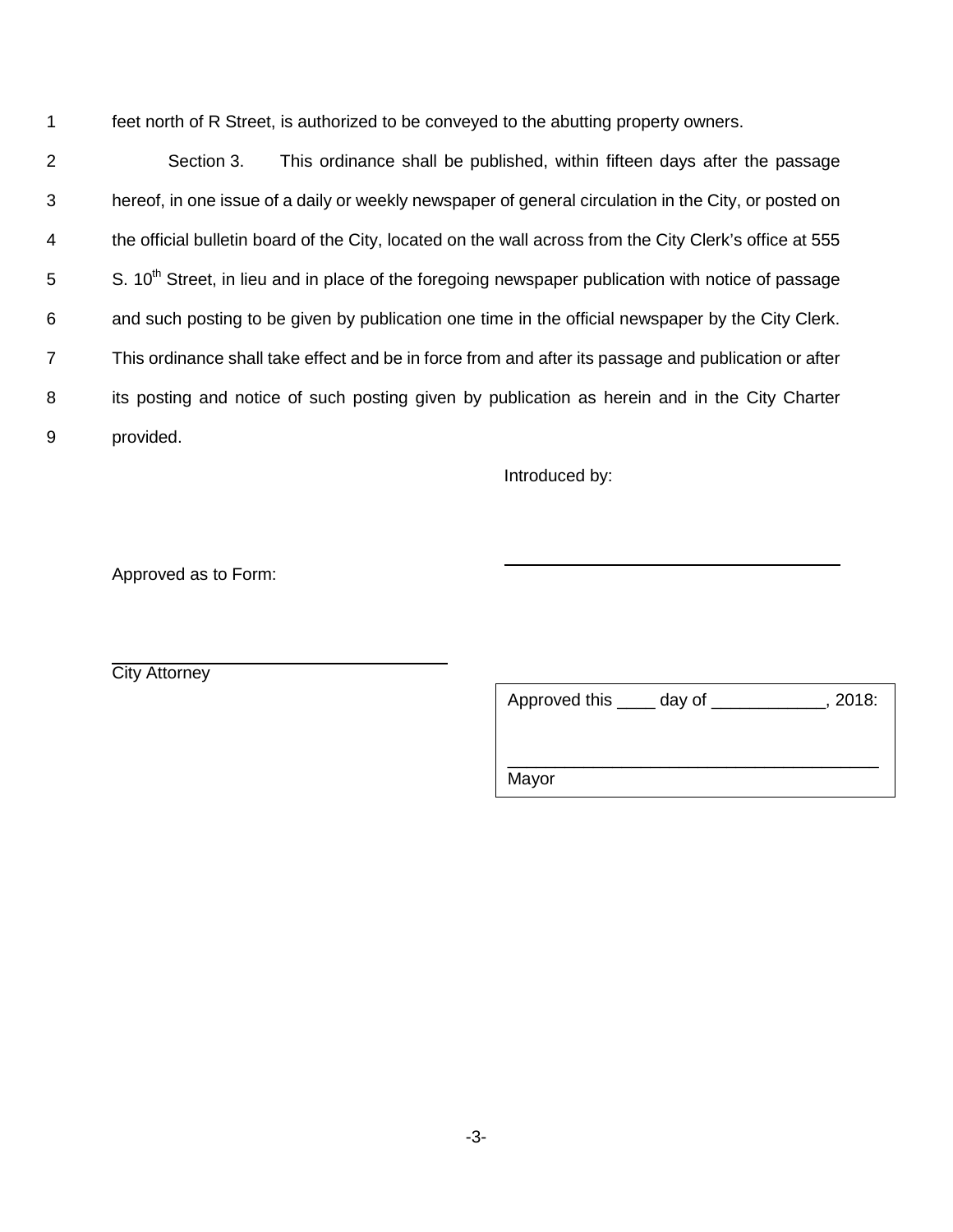feet north of R Street, is authorized to be conveyed to the abutting property owners.

Section 3. This ordinance shall be published, within fifteen days after the passage hereof, in one issue of a daily or weekly newspaper of general circulation in the City, or posted on the official bulletin board of the City, located on the wall across from the City Clerk's office at 555 S. 10th Street, in lieu and in place of the foregoing newspaper publication with notice of passage and such posting to be given by publication one time in the official newspaper by the City Clerk. This ordinance shall take effect and be in force from and after its passage and publication or after its posting and notice of such posting given by publication as herein and in the City Charter provided.

Introduced by:

\_\_\_\_\_\_\_\_\_\_\_\_\_\_\_\_\_\_\_\_\_\_\_\_\_\_\_\_\_\_\_\_\_\_\_\_

Approved as to Form:

\_\_\_\_\_\_\_\_\_\_\_\_\_\_\_\_\_\_\_\_\_\_\_\_\_\_\_\_\_\_\_\_\_\_\_\_
City Attorney

Approved this ____ day of ____________, 2018:

\_\_\_\_\_\_\_\_\_\_\_\_\_\_\_\_\_\_\_\_\_\_\_\_\_\_\_\_\_\_\_\_\_\_\_\_
Mayor